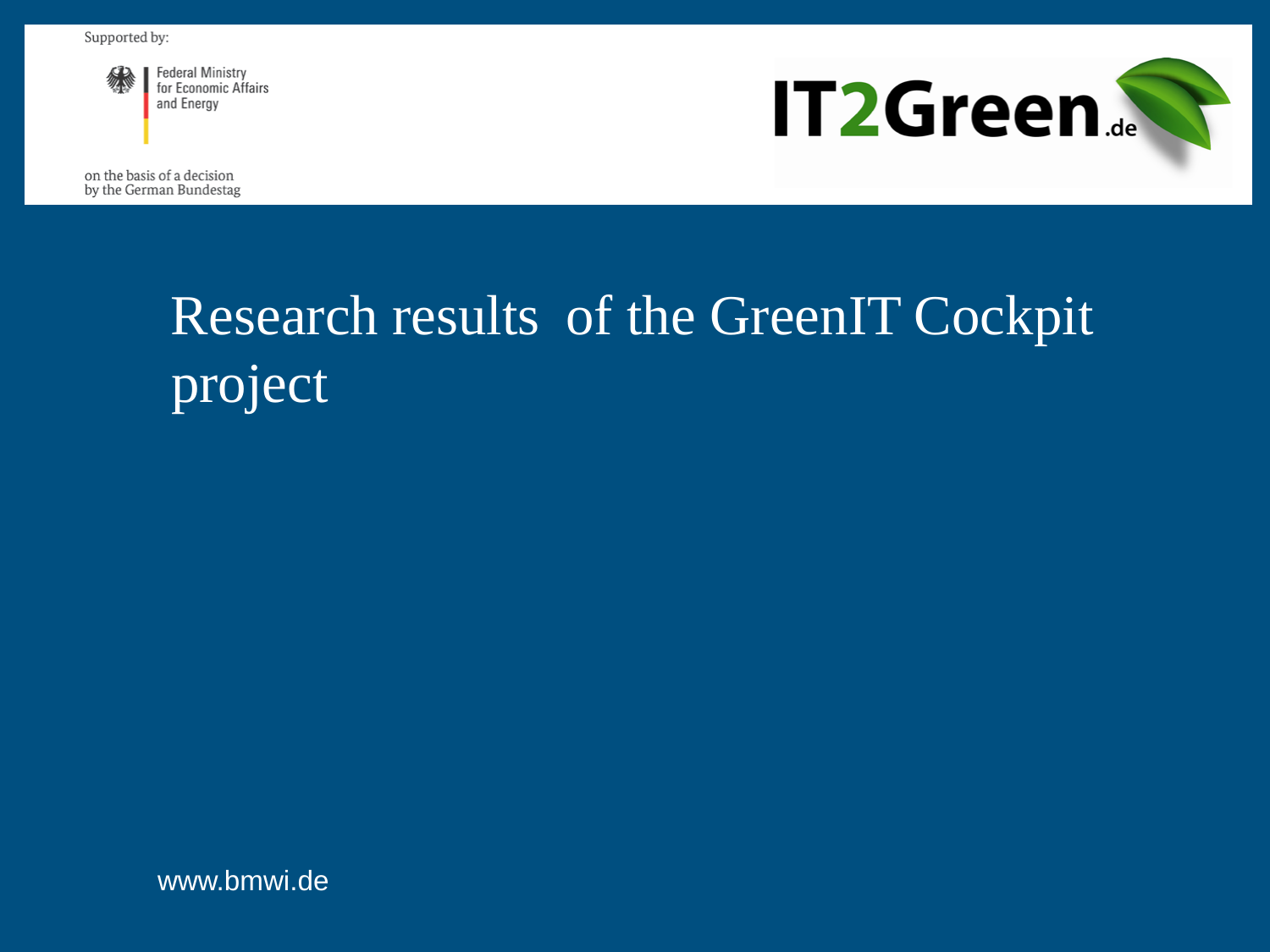Supported by:

Federal Ministry
for Economic Affairs
and Energy

on the basis of a decision
by the German Bundestag

IT2Green.de

# Research results of the GreenIT Cockpit project

www.bmwi.de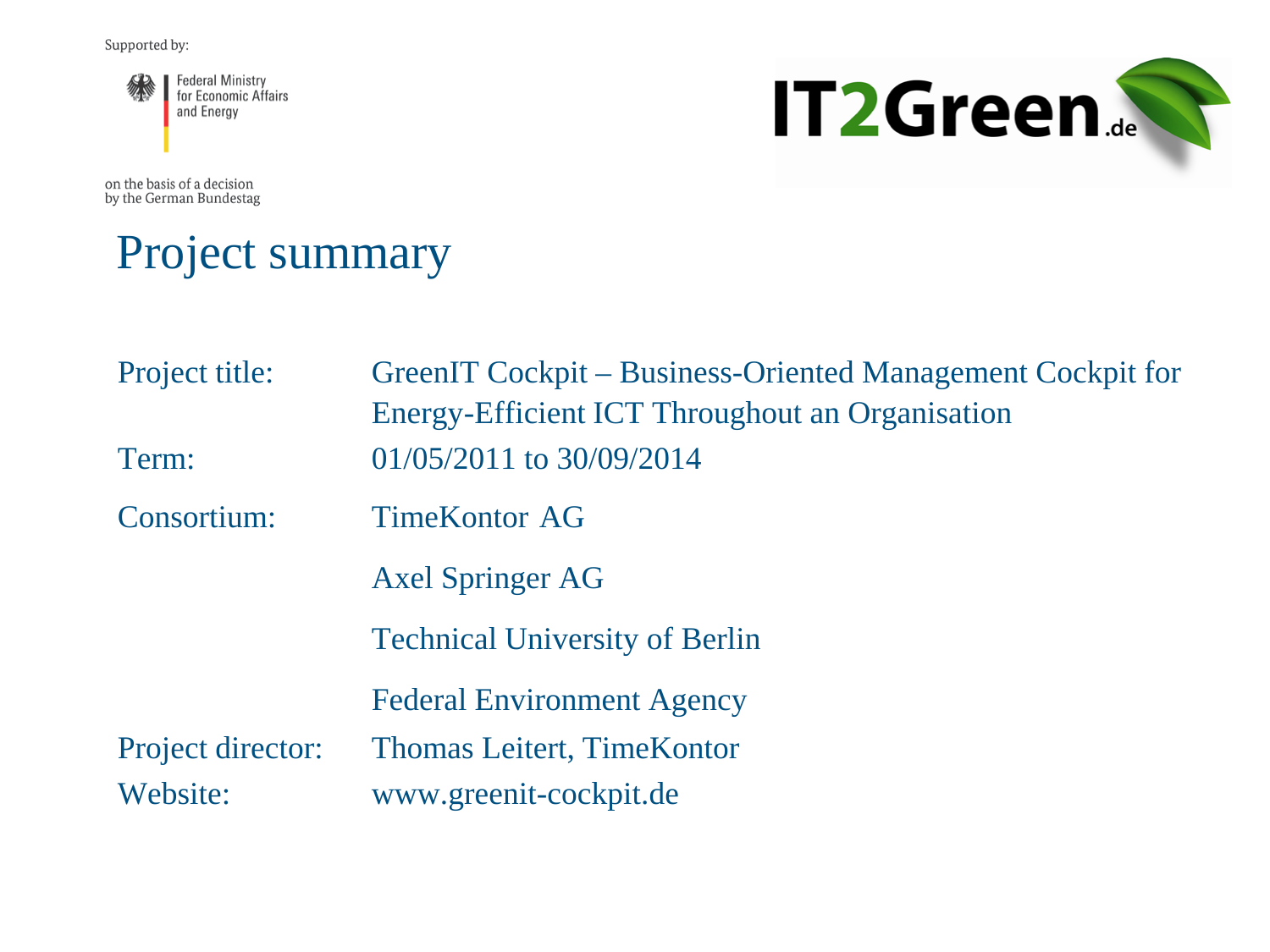Supported by:

Federal Ministry for Economic Affairs and Energy

on the basis of a decision by the German Bundestag

IT2Green.de

# Project summary

| | |
|---|---|
| Project title: | GreenIT Cockpit – Business-Oriented Management Cockpit for Energy-Efficient ICT Throughout an Organisation |
| Term: | 01/05/2011 to 30/09/2014 |
| Consortium: | TimeKontor AG |
| | Axel Springer AG |
| | Technical University of Berlin |
| | Federal Environment Agency |
| Project director: | Thomas Leitert, TimeKontor |
| Website: | www.greenit-cockpit.de |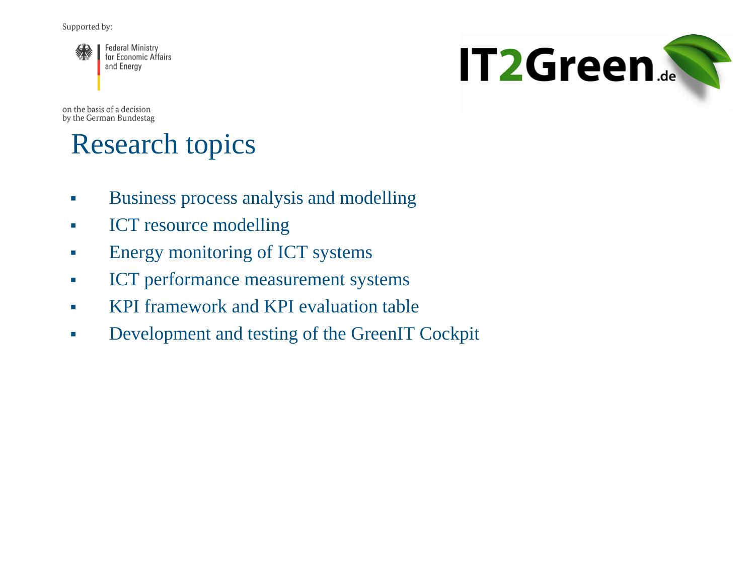Supported by:

Federal Ministry for Economic Affairs and Energy

on the basis of a decision by the German Bundestag

IT2Green.de

# Research topics

- Business process analysis and modelling
- ICT resource modelling
- Energy monitoring of ICT systems
- ICT performance measurement systems
- KPI framework and KPI evaluation table
- Development and testing of the GreenIT Cockpit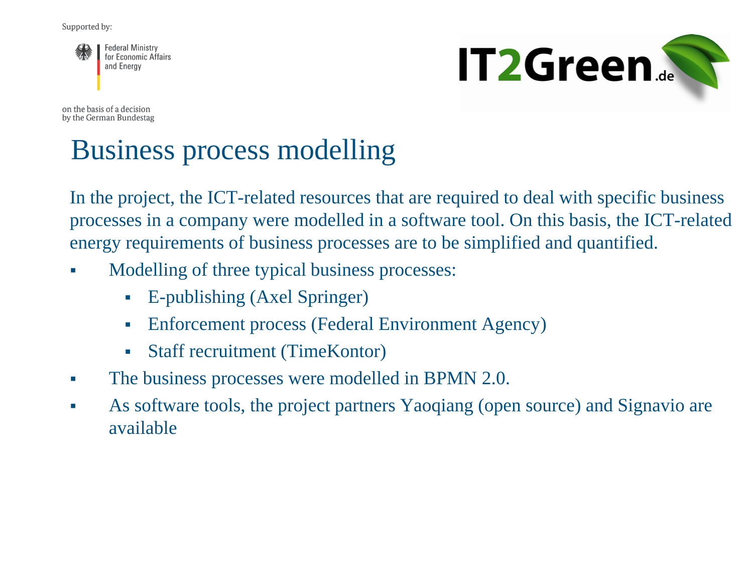Supported by:

Federal Ministry for Economic Affairs and Energy

on the basis of a decision by the German Bundestag

IT2Green.de

# Business process modelling

In the project, the ICT-related resources that are required to deal with specific business processes in a company were modelled in a software tool. On this basis, the ICT-related energy requirements of business processes are to be simplified and quantified.

- Modelling of three typical business processes:
  - E-publishing (Axel Springer)
  - Enforcement process (Federal Environment Agency)
  - Staff recruitment (TimeKontor)
- The business processes were modelled in BPMN 2.0.
- As software tools, the project partners Yaoqiang (open source) and Signavio are available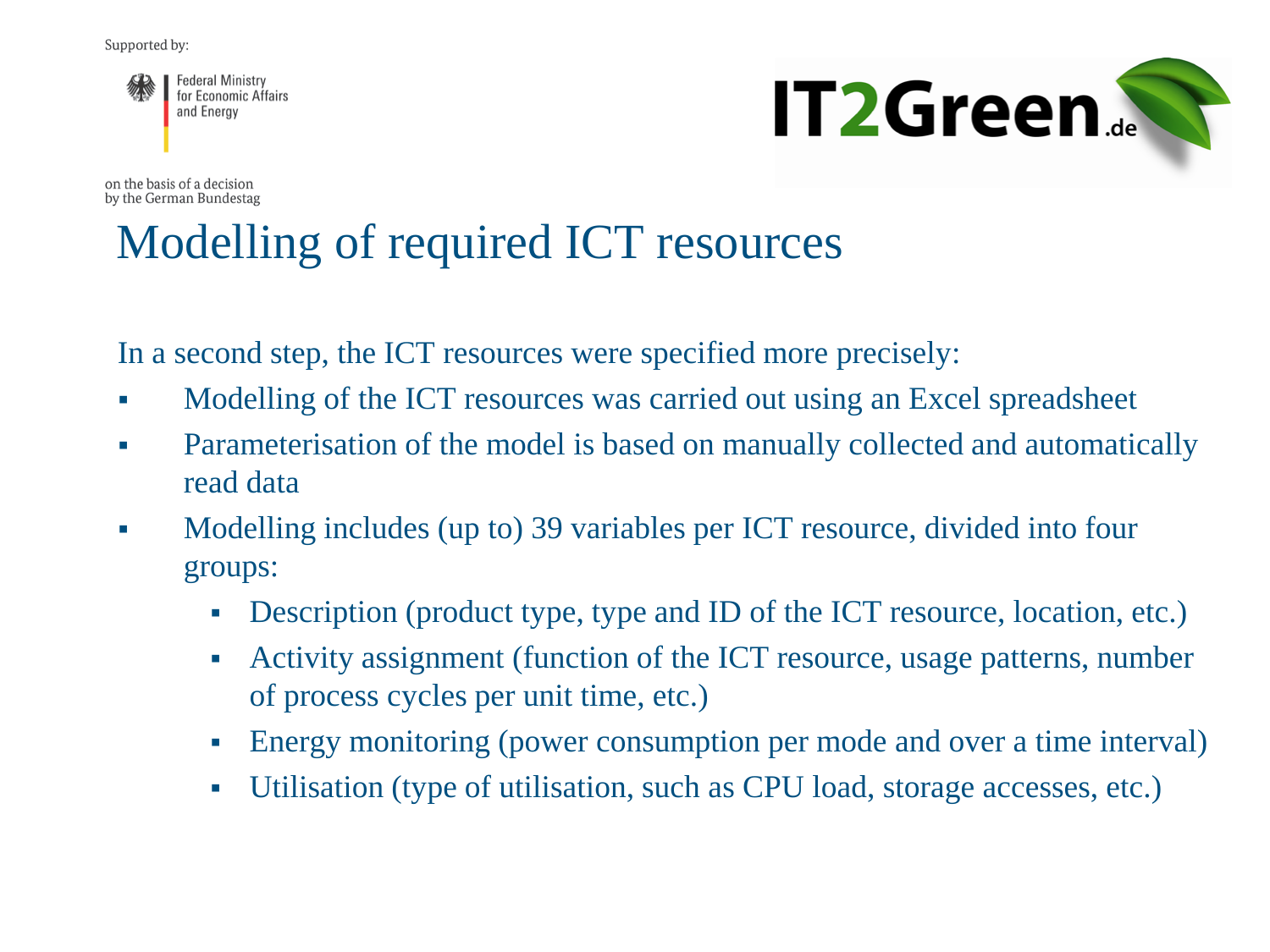Supported by:

Federal Ministry for Economic Affairs and Energy

on the basis of a decision by the German Bundestag

IT2Green.de

# Modelling of required ICT resources

In a second step, the ICT resources were specified more precisely:

- Modelling of the ICT resources was carried out using an Excel spreadsheet
- Parameterisation of the model is based on manually collected and automatically read data
- Modelling includes (up to) 39 variables per ICT resource, divided into four groups:
  - Description (product type, type and ID of the ICT resource, location, etc.)
  - Activity assignment (function of the ICT resource, usage patterns, number of process cycles per unit time, etc.)
  - Energy monitoring (power consumption per mode and over a time interval)
  - Utilisation (type of utilisation, such as CPU load, storage accesses, etc.)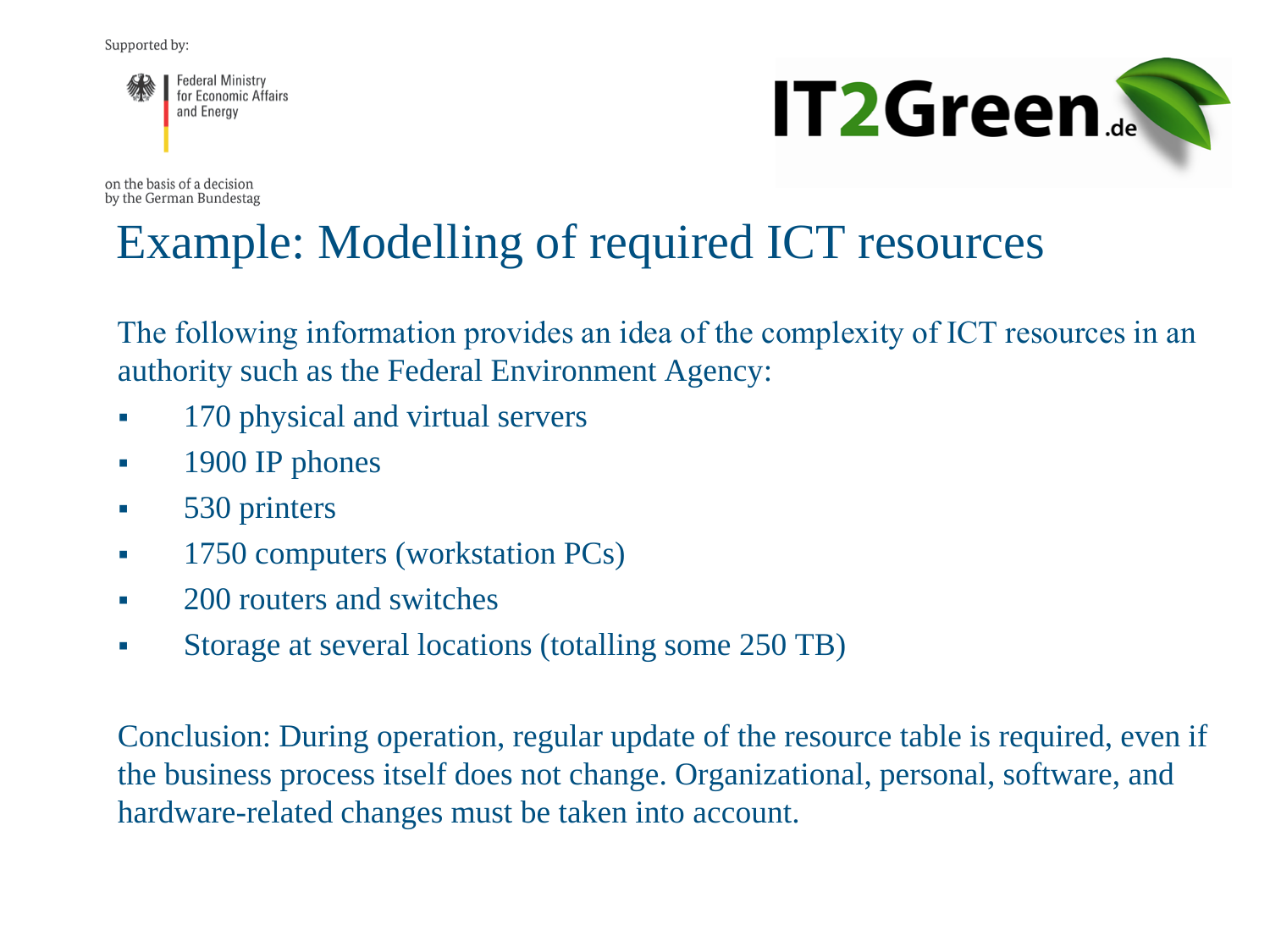Supported by:

Federal Ministry for Economic Affairs and Energy

on the basis of a decision by the German Bundestag

# Example: Modelling of required ICT resources

The following information provides an idea of the complexity of ICT resources in an authority such as the Federal Environment Agency:

- 170 physical and virtual servers
- 1900 IP phones
- 530 printers
- 1750 computers (workstation PCs)
- 200 routers and switches
- Storage at several locations (totalling some 250 TB)

Conclusion: During operation, regular update of the resource table is required, even if the business process itself does not change. Organizational, personal, software, and hardware-related changes must be taken into account.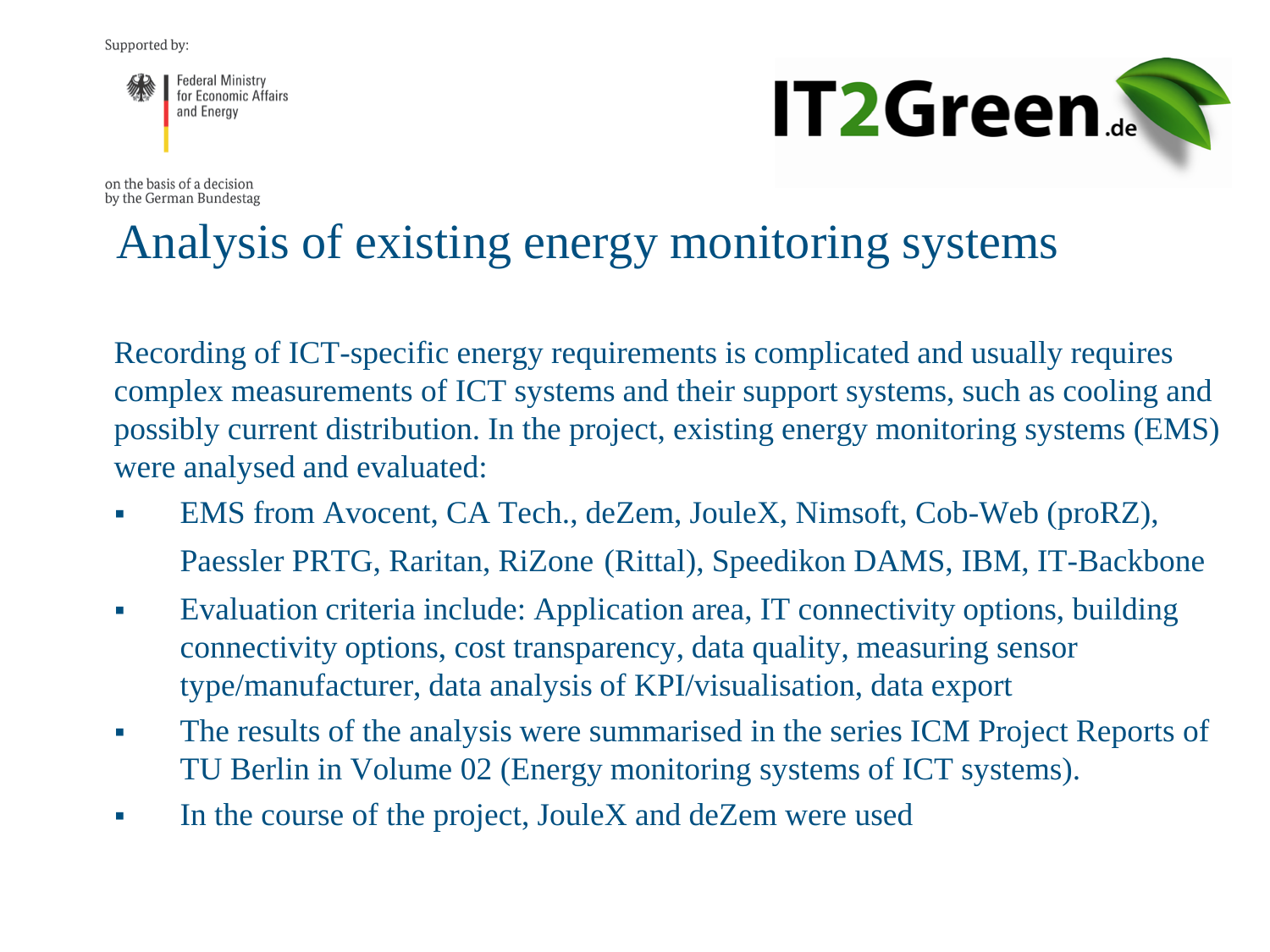Supported by:

Federal Ministry for Economic Affairs and Energy

on the basis of a decision by the German Bundestag

IT2Green.de

# Analysis of existing energy monitoring systems

Recording of ICT-specific energy requirements is complicated and usually requires complex measurements of ICT systems and their support systems, such as cooling and possibly current distribution. In the project, existing energy monitoring systems (EMS) were analysed and evaluated:

- EMS from Avocent, CA Tech., deZem, JouleX, Nimsoft, Cob-Web (proRZ), Paessler PRTG, Raritan, RiZone (Rittal), Speedikon DAMS, IBM, IT-Backbone
- Evaluation criteria include: Application area, IT connectivity options, building connectivity options, cost transparency, data quality, measuring sensor type/manufacturer, data analysis of KPI/visualisation, data export
- The results of the analysis were summarised in the series ICM Project Reports of TU Berlin in Volume 02 (Energy monitoring systems of ICT systems).
- In the course of the project, JouleX and deZem were used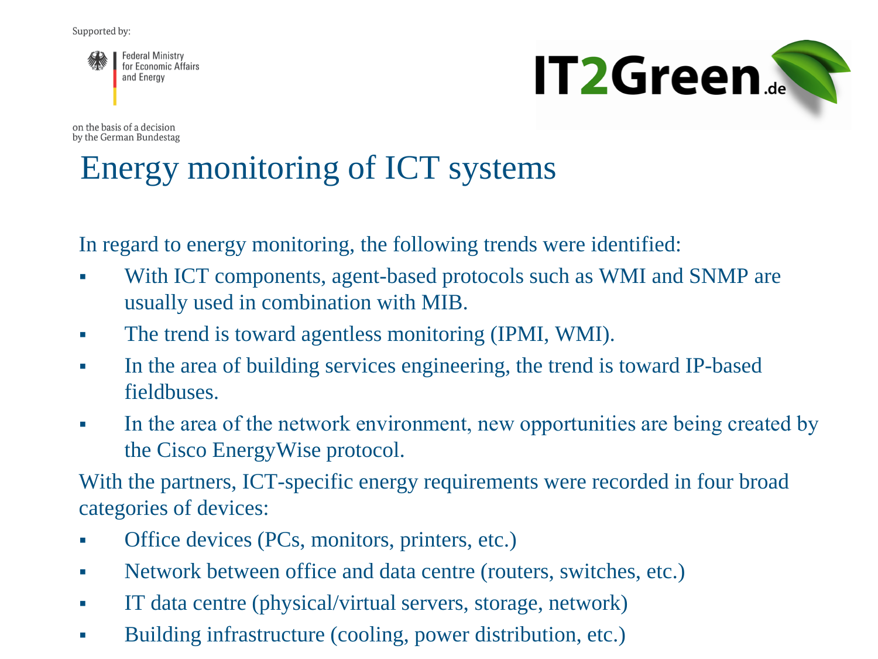# Energy monitoring of ICT systems

In regard to energy monitoring, the following trends were identified:

- With ICT components, agent-based protocols such as WMI and SNMP are usually used in combination with MIB.
- The trend is toward agentless monitoring (IPMI, WMI).
- In the area of building services engineering, the trend is toward IP-based fieldbuses.
- In the area of the network environment, new opportunities are being created by the Cisco EnergyWise protocol.

With the partners, ICT-specific energy requirements were recorded in four broad categories of devices:

- Office devices (PCs, monitors, printers, etc.)
- Network between office and data centre (routers, switches, etc.)
- IT data centre (physical/virtual servers, storage, network)
- Building infrastructure (cooling, power distribution, etc.)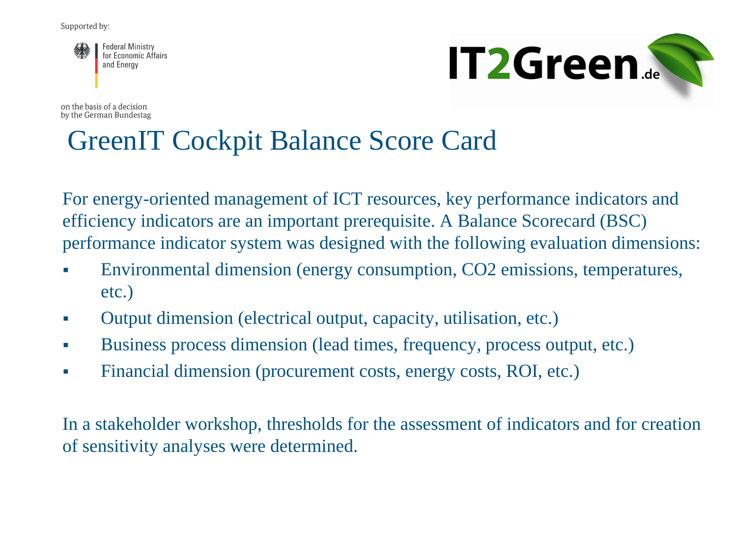Supported by:

Federal Ministry for Economic Affairs and Energy

on the basis of a decision by the German Bundestag

# GreenIT Cockpit Balance Score Card

For energy-oriented management of ICT resources, key performance indicators and efficiency indicators are an important prerequisite. A Balance Scorecard (BSC) performance indicator system was designed with the following evaluation dimensions:

- Environmental dimension (energy consumption, $CO_2$ emissions, temperatures, etc.)
- Output dimension (electrical output, capacity, utilisation, etc.)
- Business process dimension (lead times, frequency, process output, etc.)
- Financial dimension (procurement costs, energy costs, ROI, etc.)

In a stakeholder workshop, thresholds for the assessment of indicators and for creation of sensitivity analyses were determined.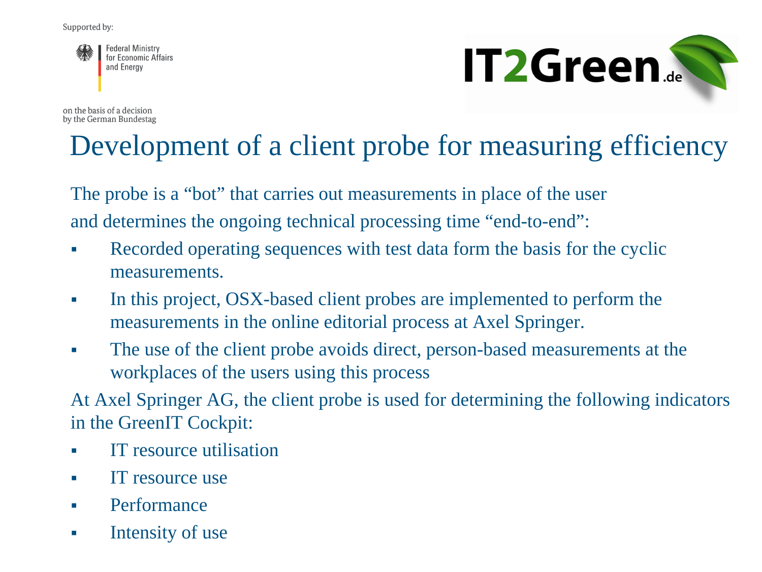Supported by:

Federal Ministry for Economic Affairs and Energy

on the basis of a decision by the German Bundestag

IT2Green.de

# Development of a client probe for measuring efficiency

The probe is a “bot” that carries out measurements in place of the user and determines the ongoing technical processing time “end-to-end”:

- Recorded operating sequences with test data form the basis for the cyclic measurements.
- In this project, OSX-based client probes are implemented to perform the measurements in the online editorial process at Axel Springer.
- The use of the client probe avoids direct, person-based measurements at the workplaces of the users using this process

At Axel Springer AG, the client probe is used for determining the following indicators in the GreenIT Cockpit:

- IT resource utilisation
- IT resource use
- Performance
- Intensity of use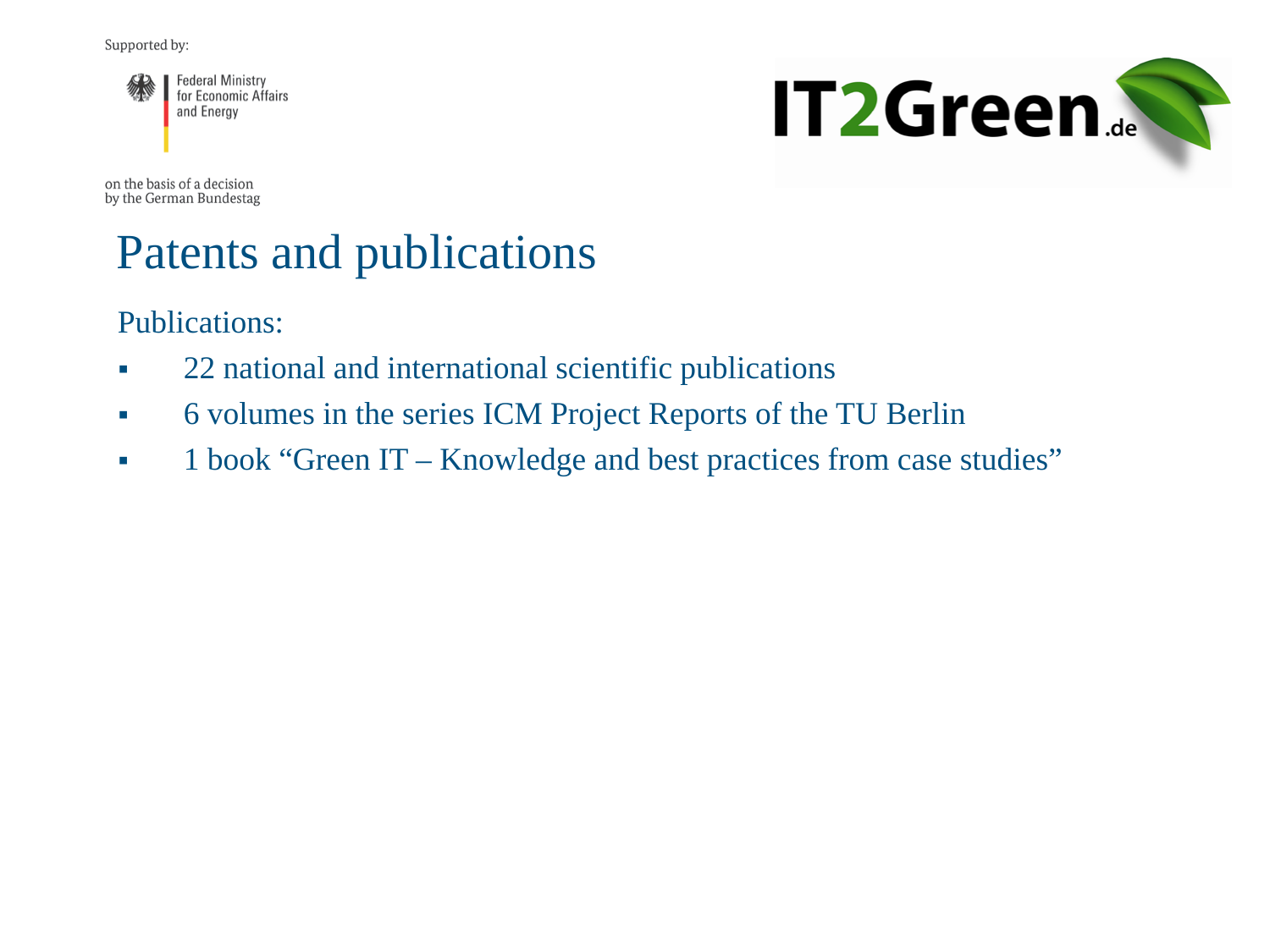Supported by:

Federal Ministry for Economic Affairs and Energy

on the basis of a decision by the German Bundestag

IT2Green.de

# Patents and publications

Publications:

- 22 national and international scientific publications
- 6 volumes in the series ICM Project Reports of the TU Berlin
- 1 book “Green IT – Knowledge and best practices from case studies”